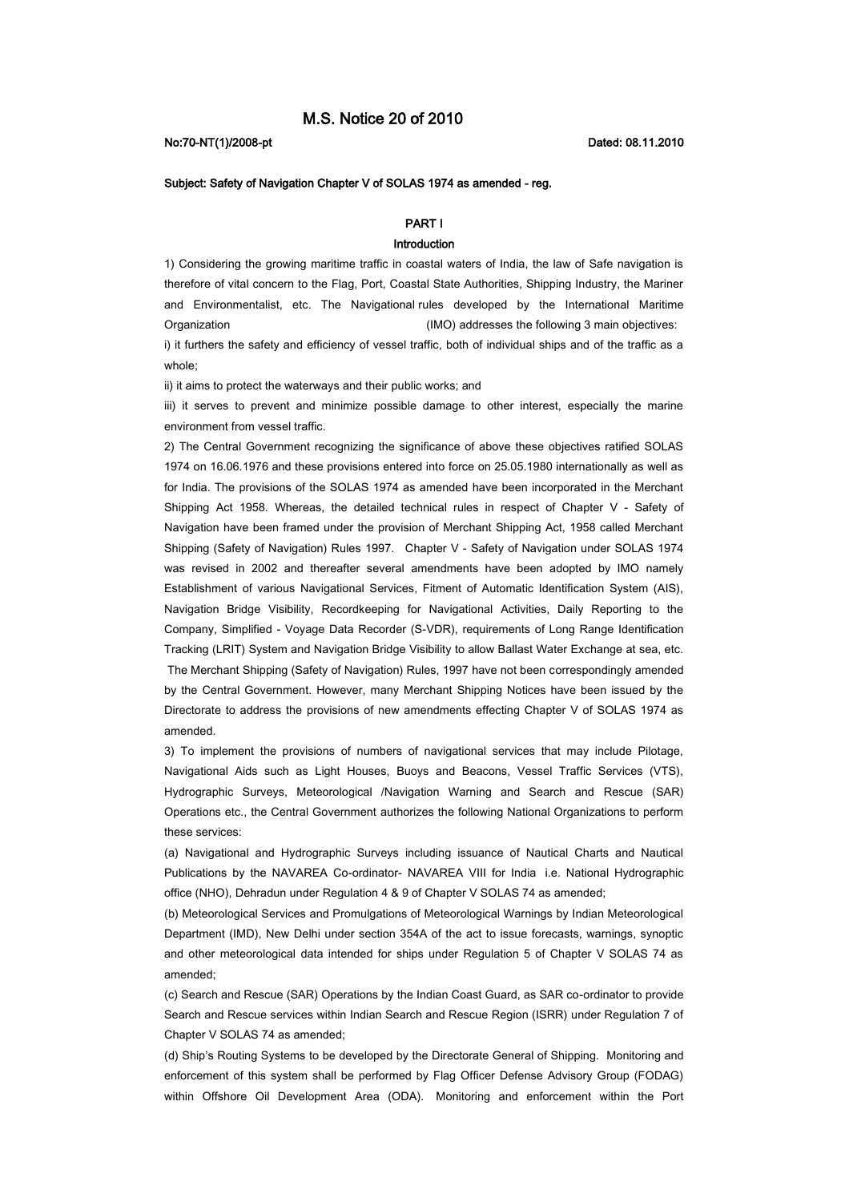# M.S. Notice 20 of 2010

**No:70-NT(1)/2008-pt** **Dated: 08.11.2010**

**Subject: Safety of Navigation Chapter V of SOLAS 1974 as amended - reg.**

## PART I

### Introduction

1) Considering the growing maritime traffic in coastal waters of India, the law of Safe navigation is therefore of vital concern to the Flag, Port, Coastal State Authorities, Shipping Industry, the Mariner and Environmentalist, etc. The Navigational rules developed by the International Maritime Organization (IMO) addresses the following 3 main objectives:

i) it furthers the safety and efficiency of vessel traffic, both of individual ships and of the traffic as a whole;

ii) it aims to protect the waterways and their public works; and

iii) it serves to prevent and minimize possible damage to other interest, especially the marine environment from vessel traffic.

2) The Central Government recognizing the significance of above these objectives ratified SOLAS 1974 on 16.06.1976 and these provisions entered into force on 25.05.1980 internationally as well as for India. The provisions of the SOLAS 1974 as amended have been incorporated in the Merchant Shipping Act 1958. Whereas, the detailed technical rules in respect of Chapter V - Safety of Navigation have been framed under the provision of Merchant Shipping Act, 1958 called Merchant Shipping (Safety of Navigation) Rules 1997. Chapter V - Safety of Navigation under SOLAS 1974 was revised in 2002 and thereafter several amendments have been adopted by IMO namely Establishment of various Navigational Services, Fitment of Automatic Identification System (AIS), Navigation Bridge Visibility, Recordkeeping for Navigational Activities, Daily Reporting to the Company, Simplified - Voyage Data Recorder (S-VDR), requirements of Long Range Identification Tracking (LRIT) System and Navigation Bridge Visibility to allow Ballast Water Exchange at sea, etc. The Merchant Shipping (Safety of Navigation) Rules, 1997 have not been correspondingly amended by the Central Government. However, many Merchant Shipping Notices have been issued by the Directorate to address the provisions of new amendments effecting Chapter V of SOLAS 1974 as amended.

3) To implement the provisions of numbers of navigational services that may include Pilotage, Navigational Aids such as Light Houses, Buoys and Beacons, Vessel Traffic Services (VTS), Hydrographic Surveys, Meteorological /Navigation Warning and Search and Rescue (SAR) Operations etc., the Central Government authorizes the following National Organizations to perform these services:

(a) Navigational and Hydrographic Surveys including issuance of Nautical Charts and Nautical Publications by the NAVAREA Co-ordinator- NAVAREA VIII for India i.e. National Hydrographic office (NHO), Dehradun under Regulation 4 & 9 of Chapter V SOLAS 74 as amended;

(b) Meteorological Services and Promulgations of Meteorological Warnings by Indian Meteorological Department (IMD), New Delhi under section 354A of the act to issue forecasts, warnings, synoptic and other meteorological data intended for ships under Regulation 5 of Chapter V SOLAS 74 as amended;

(c) Search and Rescue (SAR) Operations by the Indian Coast Guard, as SAR co-ordinator to provide Search and Rescue services within Indian Search and Rescue Region (ISRR) under Regulation 7 of Chapter V SOLAS 74 as amended;

(d) Ship's Routing Systems to be developed by the Directorate General of Shipping. Monitoring and enforcement of this system shall be performed by Flag Officer Defense Advisory Group (FODAG) within Offshore Oil Development Area (ODA). Monitoring and enforcement within the Port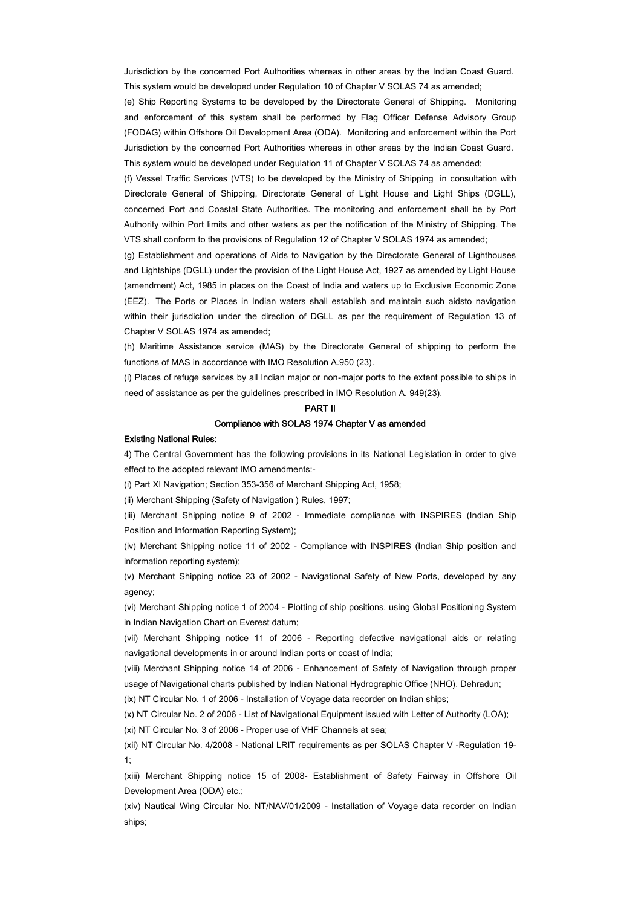Jurisdiction by the concerned Port Authorities whereas in other areas by the Indian Coast Guard. This system would be developed under Regulation 10 of Chapter V SOLAS 74 as amended;

(e) Ship Reporting Systems to be developed by the Directorate General of Shipping. Monitoring and enforcement of this system shall be performed by Flag Officer Defense Advisory Group (FODAG) within Offshore Oil Development Area (ODA). Monitoring and enforcement within the Port Jurisdiction by the concerned Port Authorities whereas in other areas by the Indian Coast Guard. This system would be developed under Regulation 11 of Chapter V SOLAS 74 as amended;

(f) Vessel Traffic Services (VTS) to be developed by the Ministry of Shipping in consultation with Directorate General of Shipping, Directorate General of Light House and Light Ships (DGLL), concerned Port and Coastal State Authorities. The monitoring and enforcement shall be by Port Authority within Port limits and other waters as per the notification of the Ministry of Shipping. The VTS shall conform to the provisions of Regulation 12 of Chapter V SOLAS 1974 as amended;

(g) Establishment and operations of Aids to Navigation by the Directorate General of Lighthouses and Lightships (DGLL) under the provision of the Light House Act, 1927 as amended by Light House (amendment) Act, 1985 in places on the Coast of India and waters up to Exclusive Economic Zone (EEZ). The Ports or Places in Indian waters shall establish and maintain such aidsto navigation within their jurisdiction under the direction of DGLL as per the requirement of Regulation 13 of Chapter V SOLAS 1974 as amended;

(h) Maritime Assistance service (MAS) by the Directorate General of shipping to perform the functions of MAS in accordance with IMO Resolution A.950 (23).

(i) Places of refuge services by all Indian major or non-major ports to the extent possible to ships in need of assistance as per the guidelines prescribed in IMO Resolution A. 949(23).

## PART II

### Compliance with SOLAS 1974 Chapter V as amended

**Existing National Rules:**

4) The Central Government has the following provisions in its National Legislation in order to give effect to the adopted relevant IMO amendments:-

(i) Part XI Navigation; Section 353-356 of Merchant Shipping Act, 1958;

(ii) Merchant Shipping (Safety of Navigation ) Rules, 1997;

(iii) Merchant Shipping notice 9 of 2002 - Immediate compliance with INSPIRES (Indian Ship Position and Information Reporting System);

(iv) Merchant Shipping notice 11 of 2002 - Compliance with INSPIRES (Indian Ship position and information reporting system);

(v) Merchant Shipping notice 23 of 2002 - Navigational Safety of New Ports, developed by any agency;

(vi) Merchant Shipping notice 1 of 2004 - Plotting of ship positions, using Global Positioning System in Indian Navigation Chart on Everest datum;

(vii) Merchant Shipping notice 11 of 2006 - Reporting defective navigational aids or relating navigational developments in or around Indian ports or coast of India;

(viii) Merchant Shipping notice 14 of 2006 - Enhancement of Safety of Navigation through proper usage of Navigational charts published by Indian National Hydrographic Office (NHO), Dehradun;

(ix) NT Circular No. 1 of 2006 - Installation of Voyage data recorder on Indian ships;

(x) NT Circular No. 2 of 2006 - List of Navigational Equipment issued with Letter of Authority (LOA);

(xi) NT Circular No. 3 of 2006 - Proper use of VHF Channels at sea;

(xii) NT Circular No. 4/2008 - National LRIT requirements as per SOLAS Chapter V -Regulation 19-1;

(xiii) Merchant Shipping notice 15 of 2008- Establishment of Safety Fairway in Offshore Oil Development Area (ODA) etc.;

(xiv) Nautical Wing Circular No. NT/NAV/01/2009 - Installation of Voyage data recorder on Indian ships;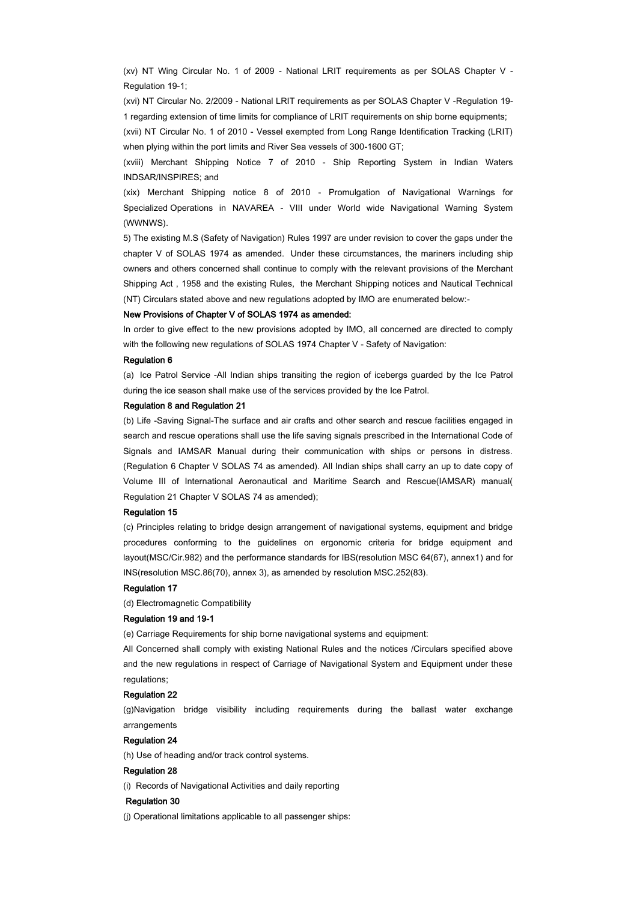(xv) NT Wing Circular No. 1 of 2009 - National LRIT requirements as per SOLAS Chapter V - Regulation 19-1;

(xvi) NT Circular No. 2/2009 - National LRIT requirements as per SOLAS Chapter V -Regulation 19-1 regarding extension of time limits for compliance of LRIT requirements on ship borne equipments;

(xvii) NT Circular No. 1 of 2010 - Vessel exempted from Long Range Identification Tracking (LRIT) when plying within the port limits and River Sea vessels of 300-1600 GT;

(xviii) Merchant Shipping Notice 7 of 2010 - Ship Reporting System in Indian Waters INDSAR/INSPIRES; and

(xix) Merchant Shipping notice 8 of 2010 - Promulgation of Navigational Warnings for Specialized Operations in NAVAREA - VIII under World wide Navigational Warning System (WWNWS).

5) The existing M.S (Safety of Navigation) Rules 1997 are under revision to cover the gaps under the chapter V of SOLAS 1974 as amended. Under these circumstances, the mariners including ship owners and others concerned shall continue to comply with the relevant provisions of the Merchant Shipping Act , 1958 and the existing Rules, the Merchant Shipping notices and Nautical Technical (NT) Circulars stated above and new regulations adopted by IMO are enumerated below:-

**New Provisions of Chapter V of SOLAS 1974 as amended:**

In order to give effect to the new provisions adopted by IMO, all concerned are directed to comply with the following new regulations of SOLAS 1974 Chapter V - Safety of Navigation:

**Regulation 6**

(a) Ice Patrol Service -All Indian ships transiting the region of icebergs guarded by the Ice Patrol during the ice season shall make use of the services provided by the Ice Patrol.

**Regulation 8 and Regulation 21**

(b) Life -Saving Signal-The surface and air crafts and other search and rescue facilities engaged in search and rescue operations shall use the life saving signals prescribed in the International Code of Signals and IAMSAR Manual during their communication with ships or persons in distress. (Regulation 6 Chapter V SOLAS 74 as amended). All Indian ships shall carry an up to date copy of Volume III of International Aeronautical and Maritime Search and Rescue(IAMSAR) manual( Regulation 21 Chapter V SOLAS 74 as amended);

**Regulation 15**

(c) Principles relating to bridge design arrangement of navigational systems, equipment and bridge procedures conforming to the guidelines on ergonomic criteria for bridge equipment and layout(MSC/Cir.982) and the performance standards for IBS(resolution MSC 64(67), annex1) and for INS(resolution MSC.86(70), annex 3), as amended by resolution MSC.252(83).

**Regulation 17**

(d) Electromagnetic Compatibility

**Regulation 19 and 19-1**

(e) Carriage Requirements for ship borne navigational systems and equipment:

All Concerned shall comply with existing National Rules and the notices /Circulars specified above and the new regulations in respect of Carriage of Navigational System and Equipment under these regulations;

**Regulation 22**

(g)Navigation bridge visibility including requirements during the ballast water exchange arrangements

**Regulation 24**

(h) Use of heading and/or track control systems.

**Regulation 28**

(i) Records of Navigational Activities and daily reporting

**Regulation 30**

(j) Operational limitations applicable to all passenger ships: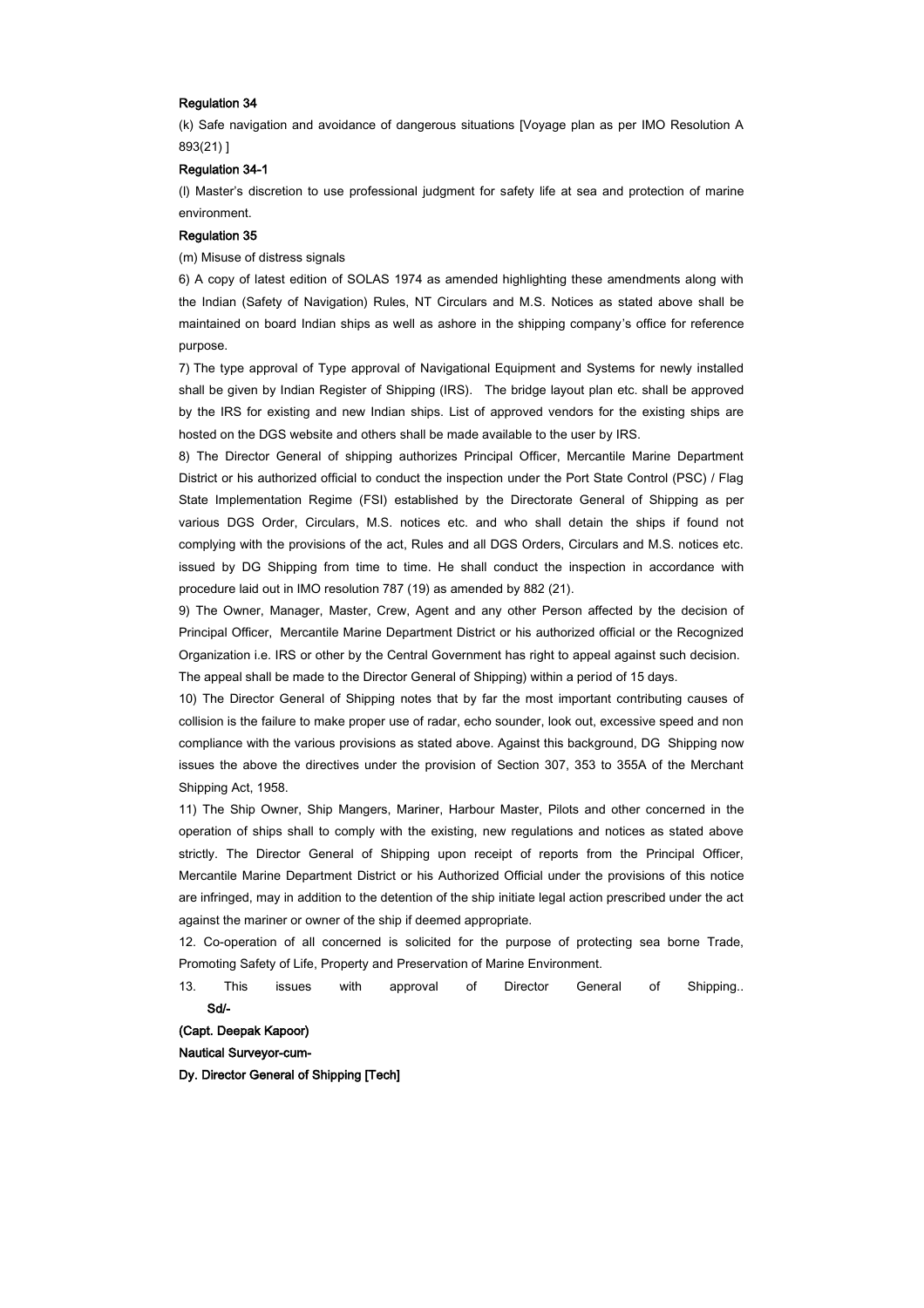**Regulation 34**

(k) Safe navigation and avoidance of dangerous situations [Voyage plan as per IMO Resolution A 893(21) ]

**Regulation 34-1**

(l) Master's discretion to use professional judgment for safety life at sea and protection of marine environment.

**Regulation 35**

(m) Misuse of distress signals

6) A copy of latest edition of SOLAS 1974 as amended highlighting these amendments along with the Indian (Safety of Navigation) Rules, NT Circulars and M.S. Notices as stated above shall be maintained on board Indian ships as well as ashore in the shipping company's office for reference purpose.

7) The type approval of Type approval of Navigational Equipment and Systems for newly installed shall be given by Indian Register of Shipping (IRS). The bridge layout plan etc. shall be approved by the IRS for existing and new Indian ships. List of approved vendors for the existing ships are hosted on the DGS website and others shall be made available to the user by IRS.

8) The Director General of shipping authorizes Principal Officer, Mercantile Marine Department District or his authorized official to conduct the inspection under the Port State Control (PSC) / Flag State Implementation Regime (FSI) established by the Directorate General of Shipping as per various DGS Order, Circulars, M.S. notices etc. and who shall detain the ships if found not complying with the provisions of the act, Rules and all DGS Orders, Circulars and M.S. notices etc. issued by DG Shipping from time to time. He shall conduct the inspection in accordance with procedure laid out in IMO resolution 787 (19) as amended by 882 (21).

9) The Owner, Manager, Master, Crew, Agent and any other Person affected by the decision of Principal Officer, Mercantile Marine Department District or his authorized official or the Recognized Organization i.e. IRS or other by the Central Government has right to appeal against such decision. The appeal shall be made to the Director General of Shipping) within a period of 15 days.

10) The Director General of Shipping notes that by far the most important contributing causes of collision is the failure to make proper use of radar, echo sounder, look out, excessive speed and non compliance with the various provisions as stated above. Against this background, DG Shipping now issues the above the directives under the provision of Section 307, 353 to 355A of the Merchant Shipping Act, 1958.

11) The Ship Owner, Ship Mangers, Mariner, Harbour Master, Pilots and other concerned in the operation of ships shall to comply with the existing, new regulations and notices as stated above strictly. The Director General of Shipping upon receipt of reports from the Principal Officer, Mercantile Marine Department District or his Authorized Official under the provisions of this notice are infringed, may in addition to the detention of the ship initiate legal action prescribed under the act against the mariner or owner of the ship if deemed appropriate.

12. Co-operation of all concerned is solicited for the purpose of protecting sea borne Trade, Promoting Safety of Life, Property and Preservation of Marine Environment.

13. This issues with approval of Director General of Shipping..

**Sd/-**

**(Capt. Deepak Kapoor)**

**Nautical Surveyor-cum-**

**Dy. Director General of Shipping [Tech]**